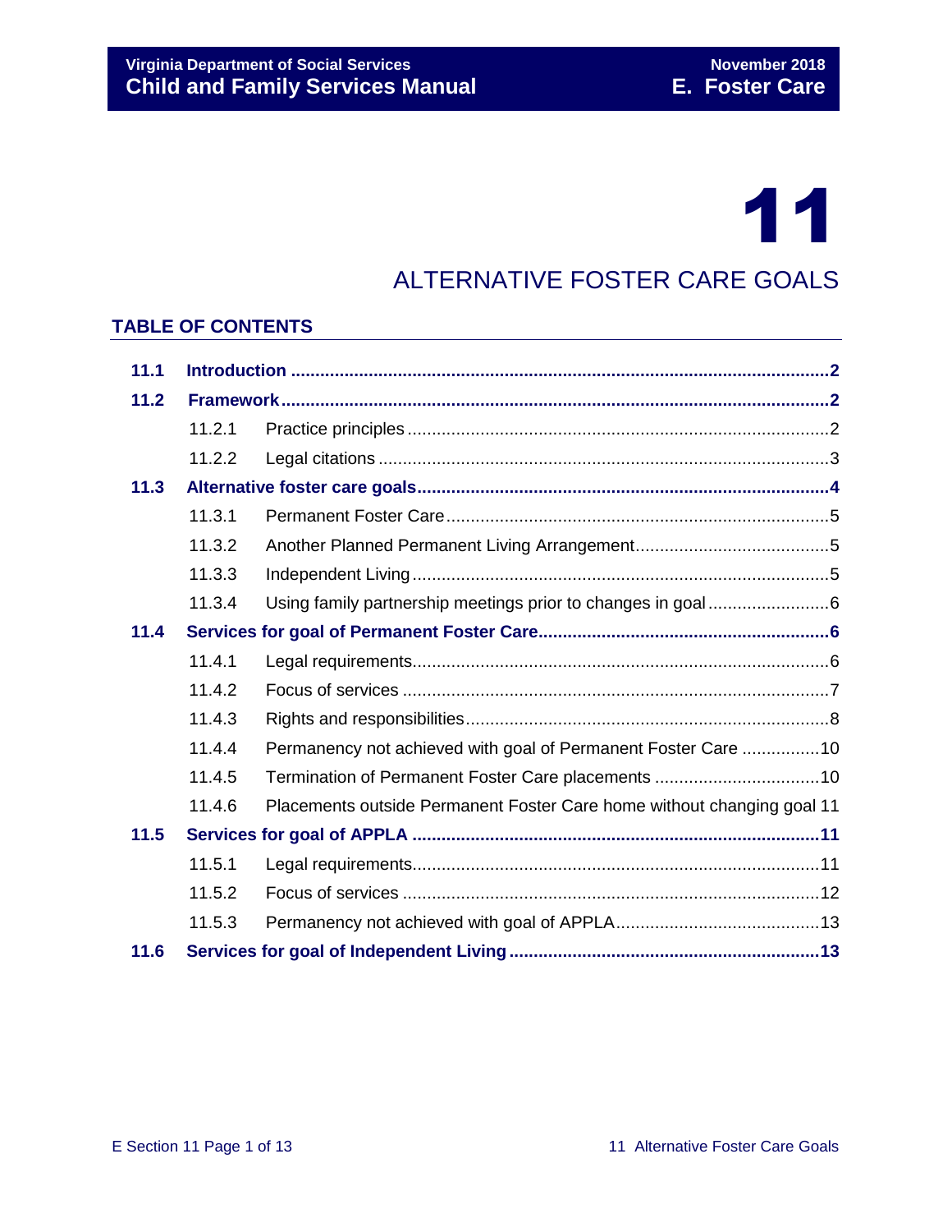# 11

# ALTERNATIVE FOSTER CARE GOALS

## TABLE OF CONTENTS

**11.1 Introduction** .......... 2

**11.2 Framework** .......... 2

- 11.2.1 Practice principles .......... 2
- 11.2.2 Legal citations .......... 3

**11.3 Alternative foster care goals** .......... 4

- 11.3.1 Permanent Foster Care .......... 5
- 11.3.2 Another Planned Permanent Living Arrangement .......... 5
- 11.3.3 Independent Living .......... 5
- 11.3.4 Using family partnership meetings prior to changes in goal .......... 6

**11.4 Services for goal of Permanent Foster Care** .......... 6

- 11.4.1 Legal requirements .......... 6
- 11.4.2 Focus of services .......... 7
- 11.4.3 Rights and responsibilities .......... 8
- 11.4.4 Permanency not achieved with goal of Permanent Foster Care .......... 10
- 11.4.5 Termination of Permanent Foster Care placements .......... 10
- 11.4.6 Placements outside Permanent Foster Care home without changing goal 11

**11.5 Services for goal of APPLA** .......... 11

- 11.5.1 Legal requirements .......... 11
- 11.5.2 Focus of services .......... 12
- 11.5.3 Permanency not achieved with goal of APPLA .......... 13

**11.6 Services for goal of Independent Living** .......... 13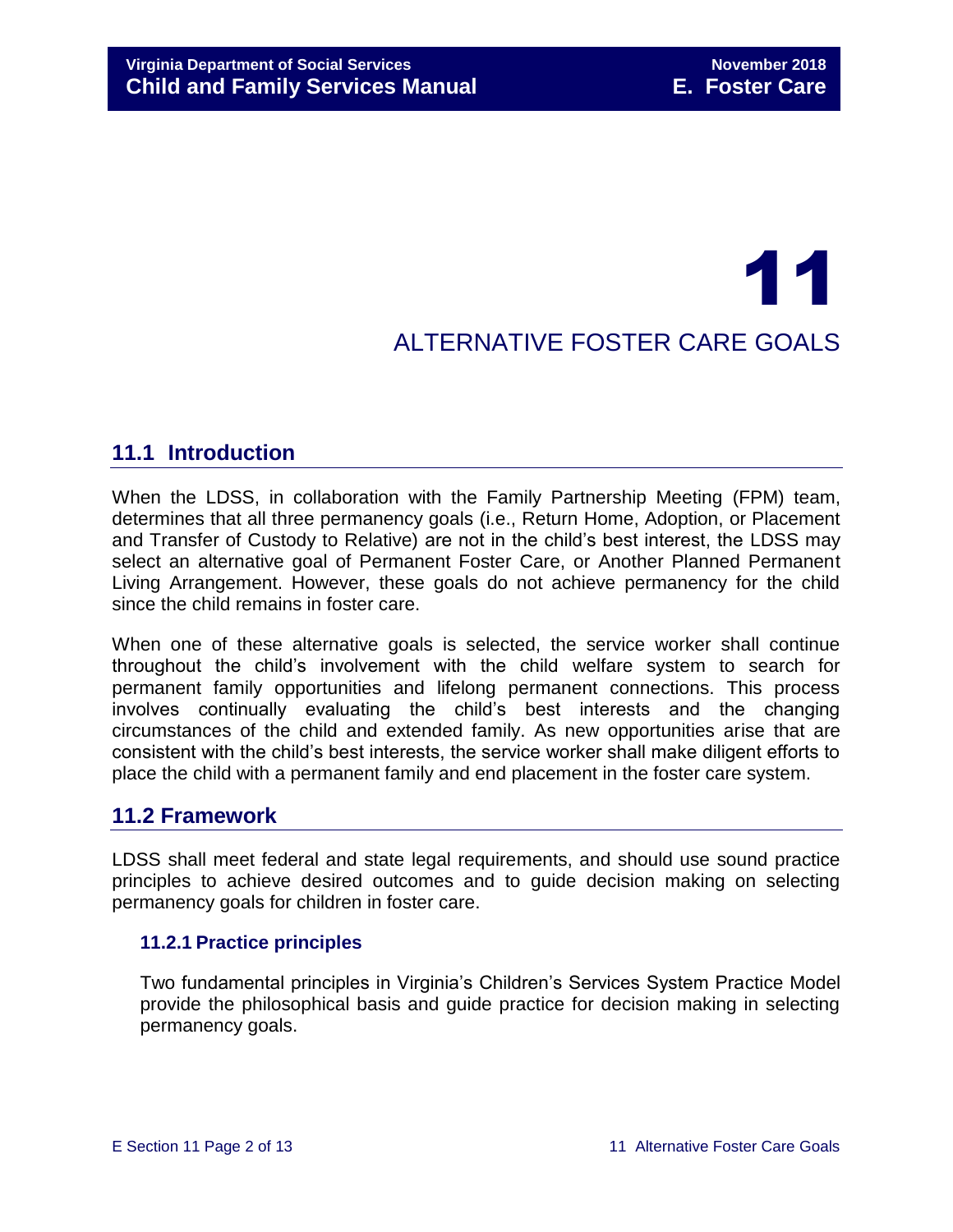# 11 ALTERNATIVE FOSTER CARE GOALS

## 11.1 Introduction

When the LDSS, in collaboration with the Family Partnership Meeting (FPM) team, determines that all three permanency goals (i.e., Return Home, Adoption, or Placement and Transfer of Custody to Relative) are not in the child's best interest, the LDSS may select an alternative goal of Permanent Foster Care, or Another Planned Permanent Living Arrangement. However, these goals do not achieve permanency for the child since the child remains in foster care.

When one of these alternative goals is selected, the service worker shall continue throughout the child's involvement with the child welfare system to search for permanent family opportunities and lifelong permanent connections. This process involves continually evaluating the child's best interests and the changing circumstances of the child and extended family. As new opportunities arise that are consistent with the child's best interests, the service worker shall make diligent efforts to place the child with a permanent family and end placement in the foster care system.

## 11.2 Framework

LDSS shall meet federal and state legal requirements, and should use sound practice principles to achieve desired outcomes and to guide decision making on selecting permanency goals for children in foster care.

### 11.2.1 Practice principles

Two fundamental principles in Virginia's Children's Services System Practice Model provide the philosophical basis and guide practice for decision making in selecting permanency goals.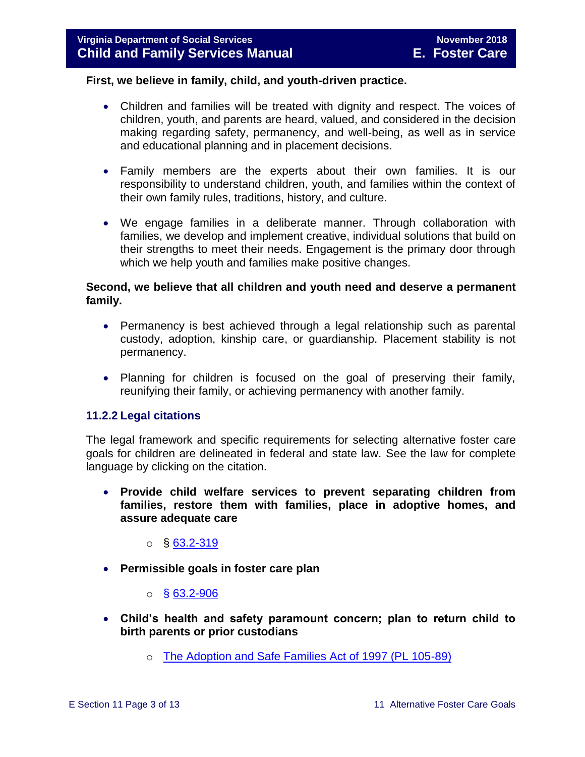**First, we believe in family, child, and youth-driven practice.**

- Children and families will be treated with dignity and respect. The voices of children, youth, and parents are heard, valued, and considered in the decision making regarding safety, permanency, and well-being, as well as in service and educational planning and in placement decisions.

- Family members are the experts about their own families. It is our responsibility to understand children, youth, and families within the context of their own family rules, traditions, history, and culture.

- We engage families in a deliberate manner. Through collaboration with families, we develop and implement creative, individual solutions that build on their strengths to meet their needs. Engagement is the primary door through which we help youth and families make positive changes.

**Second, we believe that all children and youth need and deserve a permanent family.**

- Permanency is best achieved through a legal relationship such as parental custody, adoption, kinship care, or guardianship. Placement stability is not permanency.

- Planning for children is focused on the goal of preserving their family, reunifying their family, or achieving permanency with another family.

### 11.2.2 Legal citations

The legal framework and specific requirements for selecting alternative foster care goals for children are delineated in federal and state law. See the law for complete language by clicking on the citation.

- **Provide child welfare services to prevent separating children from families, restore them with families, place in adoptive homes, and assure adequate care**
  - § 63.2-319

- **Permissible goals in foster care plan**
  - § 63.2-906

- **Child's health and safety paramount concern; plan to return child to birth parents or prior custodians**
  - The Adoption and Safe Families Act of 1997 (PL 105-89)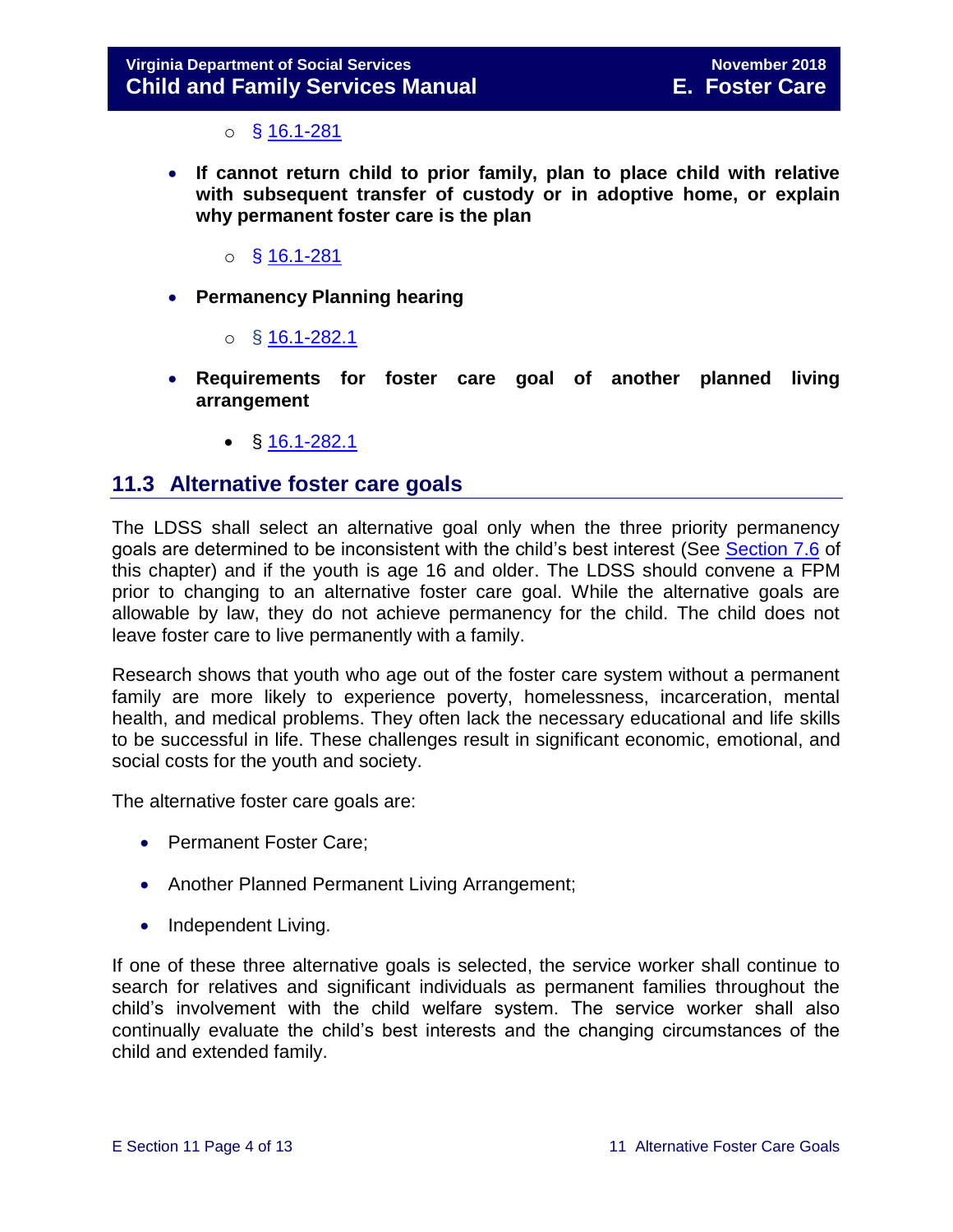- § [16.1-281](#)

- **If cannot return child to prior family, plan to place child with relative with subsequent transfer of custody or in adoptive home, or explain why permanent foster care is the plan**

  - § [16.1-281](#)

- **Permanency Planning hearing**

  - § [16.1-282.1](#)

- **Requirements for foster care goal of another planned living arrangement**

  - § [16.1-282.1](#)

## 11.3 Alternative foster care goals

The LDSS shall select an alternative goal only when the three priority permanency goals are determined to be inconsistent with the child's best interest (See [Section 7.6](#) of this chapter) and if the youth is age 16 and older. The LDSS should convene a FPM prior to changing to an alternative foster care goal. While the alternative goals are allowable by law, they do not achieve permanency for the child. The child does not leave foster care to live permanently with a family.

Research shows that youth who age out of the foster care system without a permanent family are more likely to experience poverty, homelessness, incarceration, mental health, and medical problems. They often lack the necessary educational and life skills to be successful in life. These challenges result in significant economic, emotional, and social costs for the youth and society.

The alternative foster care goals are:

- Permanent Foster Care;
- Another Planned Permanent Living Arrangement;
- Independent Living.

If one of these three alternative goals is selected, the service worker shall continue to search for relatives and significant individuals as permanent families throughout the child's involvement with the child welfare system. The service worker shall also continually evaluate the child's best interests and the changing circumstances of the child and extended family.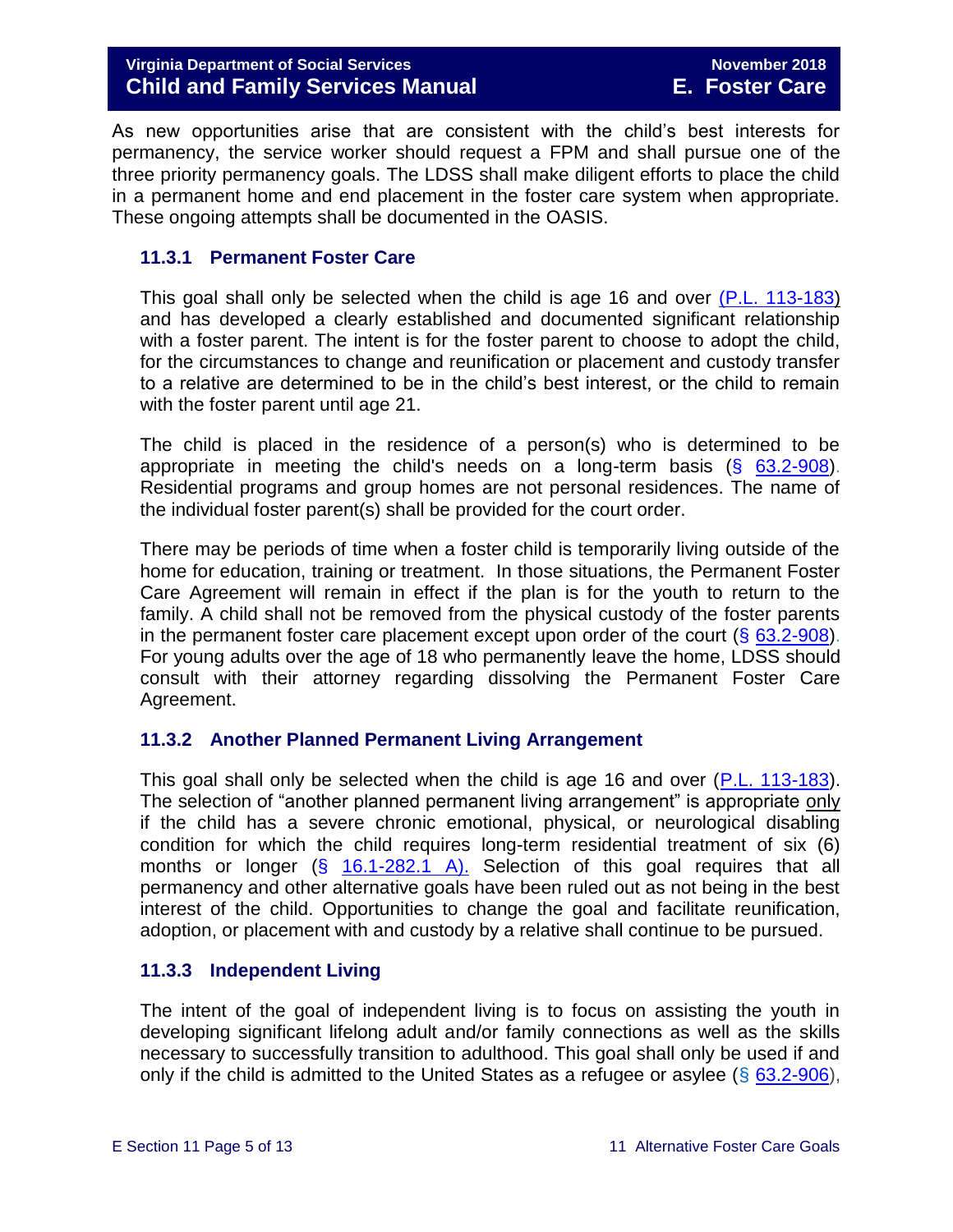As new opportunities arise that are consistent with the child's best interests for permanency, the service worker should request a FPM and shall pursue one of the three priority permanency goals. The LDSS shall make diligent efforts to place the child in a permanent home and end placement in the foster care system when appropriate. These ongoing attempts shall be documented in the OASIS.

### 11.3.1 Permanent Foster Care

This goal shall only be selected when the child is age 16 and over (P.L. 113-183) and has developed a clearly established and documented significant relationship with a foster parent. The intent is for the foster parent to choose to adopt the child, for the circumstances to change and reunification or placement and custody transfer to a relative are determined to be in the child's best interest, or the child to remain with the foster parent until age 21.

The child is placed in the residence of a person(s) who is determined to be appropriate in meeting the child's needs on a long-term basis (§ 63.2-908). Residential programs and group homes are not personal residences. The name of the individual foster parent(s) shall be provided for the court order.

There may be periods of time when a foster child is temporarily living outside of the home for education, training or treatment. In those situations, the Permanent Foster Care Agreement will remain in effect if the plan is for the youth to return to the family. A child shall not be removed from the physical custody of the foster parents in the permanent foster care placement except upon order of the court (§ 63.2-908). For young adults over the age of 18 who permanently leave the home, LDSS should consult with their attorney regarding dissolving the Permanent Foster Care Agreement.

### 11.3.2 Another Planned Permanent Living Arrangement

This goal shall only be selected when the child is age 16 and over (P.L. 113-183). The selection of "another planned permanent living arrangement" is appropriate only if the child has a severe chronic emotional, physical, or neurological disabling condition for which the child requires long-term residential treatment of six (6) months or longer (§ 16.1-282.1 A). Selection of this goal requires that all permanency and other alternative goals have been ruled out as not being in the best interest of the child. Opportunities to change the goal and facilitate reunification, adoption, or placement with and custody by a relative shall continue to be pursued.

### 11.3.3 Independent Living

The intent of the goal of independent living is to focus on assisting the youth in developing significant lifelong adult and/or family connections as well as the skills necessary to successfully transition to adulthood. This goal shall only be used if and only if the child is admitted to the United States as a refugee or asylee (§ 63.2-906),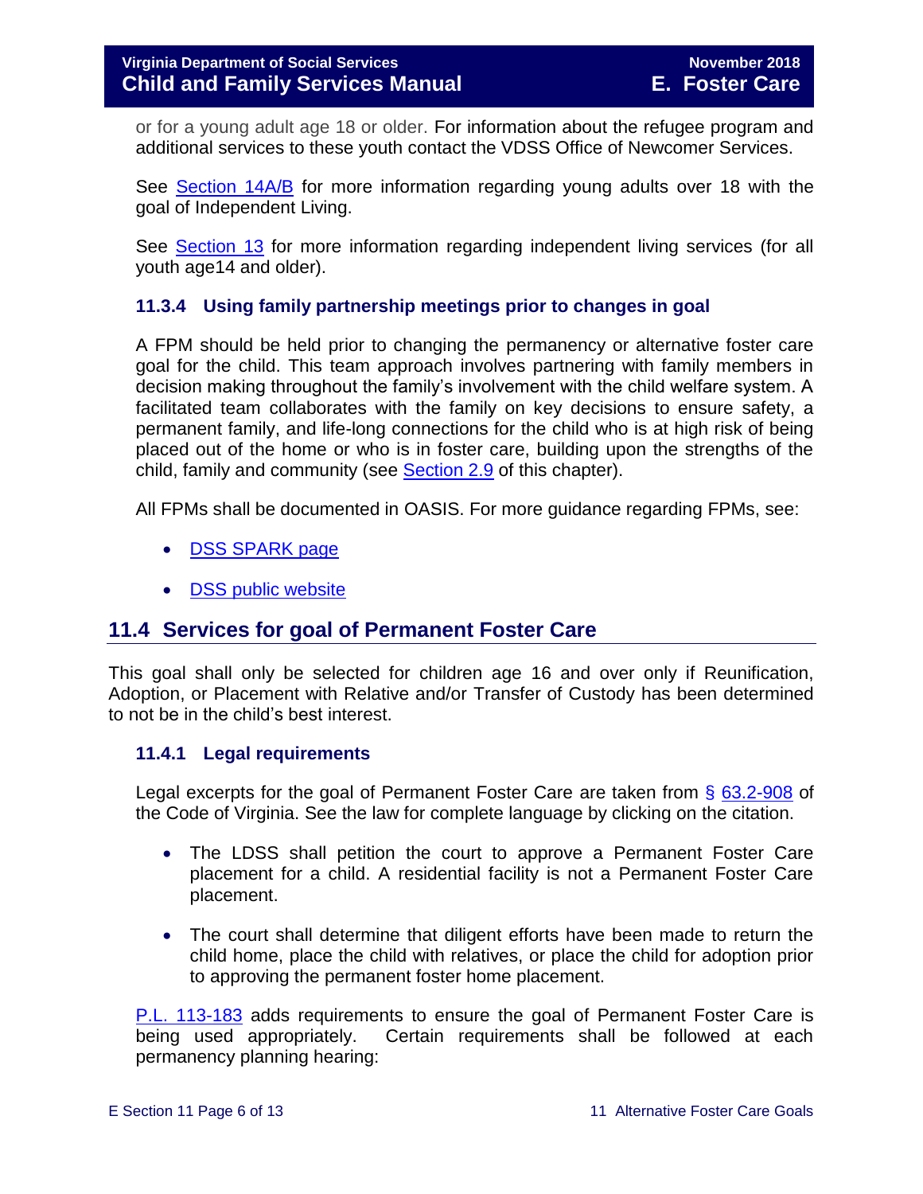or for a young adult age 18 or older. For information about the refugee program and additional services to these youth contact the VDSS Office of Newcomer Services.

See Section 14A/B for more information regarding young adults over 18 with the goal of Independent Living.

See Section 13 for more information regarding independent living services (for all youth age14 and older).

### 11.3.4 Using family partnership meetings prior to changes in goal

A FPM should be held prior to changing the permanency or alternative foster care goal for the child. This team approach involves partnering with family members in decision making throughout the family's involvement with the child welfare system. A facilitated team collaborates with the family on key decisions to ensure safety, a permanent family, and life-long connections for the child who is at high risk of being placed out of the home or who is in foster care, building upon the strengths of the child, family and community (see Section 2.9 of this chapter).

All FPMs shall be documented in OASIS. For more guidance regarding FPMs, see:

- DSS SPARK page
- DSS public website

## 11.4 Services for goal of Permanent Foster Care

This goal shall only be selected for children age 16 and over only if Reunification, Adoption, or Placement with Relative and/or Transfer of Custody has been determined to not be in the child's best interest.

### 11.4.1 Legal requirements

Legal excerpts for the goal of Permanent Foster Care are taken from § 63.2-908 of the Code of Virginia. See the law for complete language by clicking on the citation.

- The LDSS shall petition the court to approve a Permanent Foster Care placement for a child. A residential facility is not a Permanent Foster Care placement.
- The court shall determine that diligent efforts have been made to return the child home, place the child with relatives, or place the child for adoption prior to approving the permanent foster home placement.

P.L. 113-183 adds requirements to ensure the goal of Permanent Foster Care is being used appropriately. Certain requirements shall be followed at each permanency planning hearing: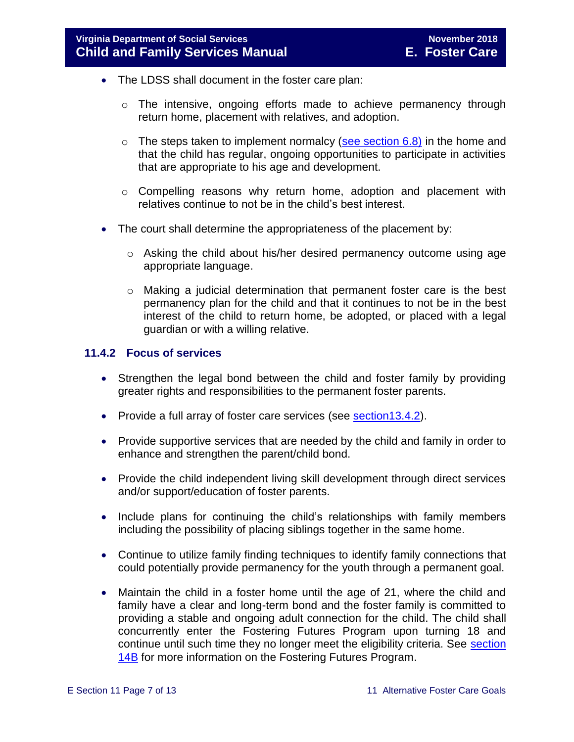- The LDSS shall document in the foster care plan:
  - The intensive, ongoing efforts made to achieve permanency through return home, placement with relatives, and adoption.
  - The steps taken to implement normalcy (see section 6.8) in the home and that the child has regular, ongoing opportunities to participate in activities that are appropriate to his age and development.
  - Compelling reasons why return home, adoption and placement with relatives continue to not be in the child's best interest.
- The court shall determine the appropriateness of the placement by:
  - Asking the child about his/her desired permanency outcome using age appropriate language.
  - Making a judicial determination that permanent foster care is the best permanency plan for the child and that it continues to not be in the best interest of the child to return home, be adopted, or placed with a legal guardian or with a willing relative.

### 11.4.2 Focus of services

- Strengthen the legal bond between the child and foster family by providing greater rights and responsibilities to the permanent foster parents.
- Provide a full array of foster care services (see section13.4.2).
- Provide supportive services that are needed by the child and family in order to enhance and strengthen the parent/child bond.
- Provide the child independent living skill development through direct services and/or support/education of foster parents.
- Include plans for continuing the child's relationships with family members including the possibility of placing siblings together in the same home.
- Continue to utilize family finding techniques to identify family connections that could potentially provide permanency for the youth through a permanent goal.
- Maintain the child in a foster home until the age of 21, where the child and family have a clear and long-term bond and the foster family is committed to providing a stable and ongoing adult connection for the child. The child shall concurrently enter the Fostering Futures Program upon turning 18 and continue until such time they no longer meet the eligibility criteria. See section 14B for more information on the Fostering Futures Program.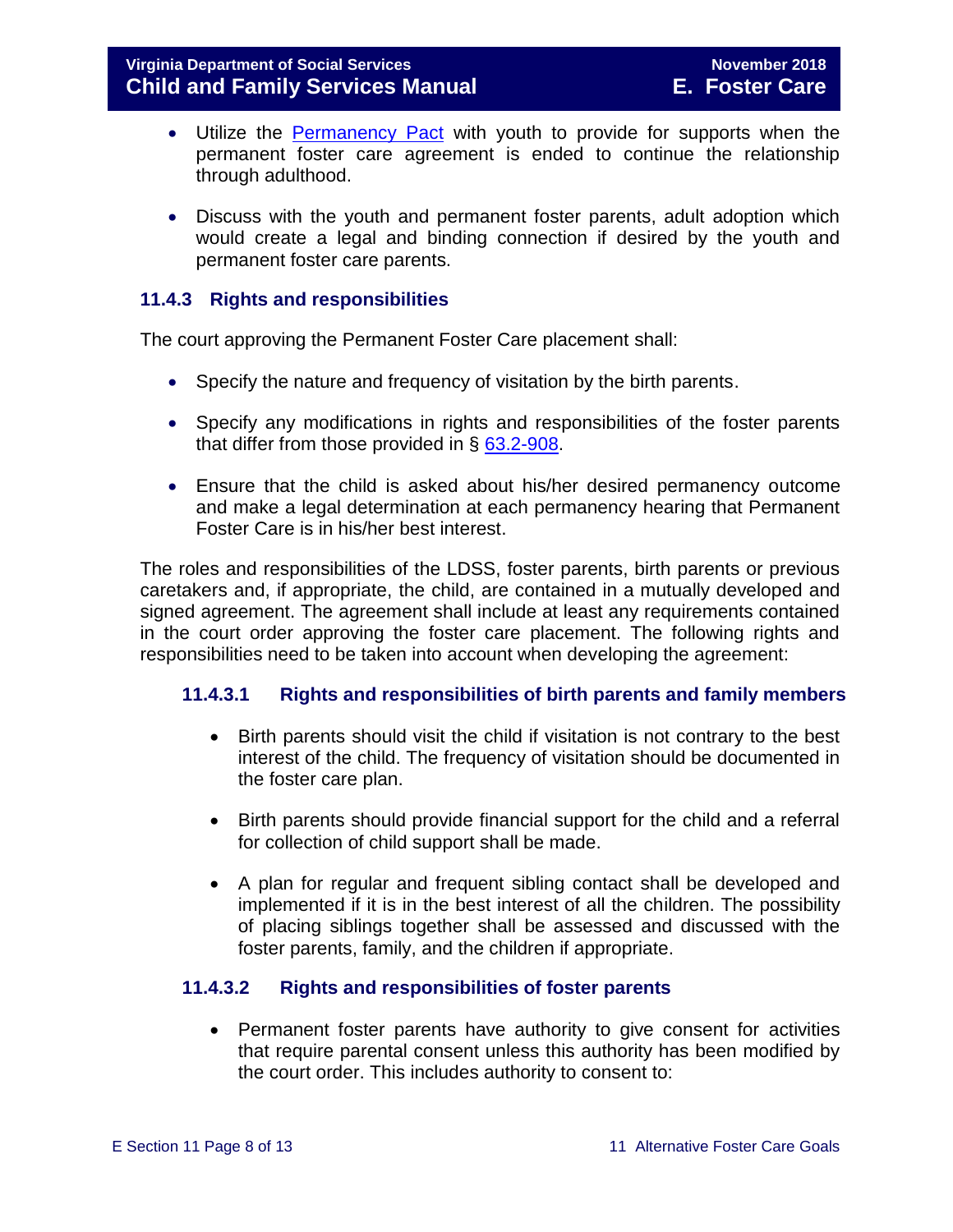- Utilize the [Permanency Pact](#) with youth to provide for supports when the permanent foster care agreement is ended to continue the relationship through adulthood.

- Discuss with the youth and permanent foster parents, adult adoption which would create a legal and binding connection if desired by the youth and permanent foster care parents.

### 11.4.3 Rights and responsibilities

The court approving the Permanent Foster Care placement shall:

- Specify the nature and frequency of visitation by the birth parents.

- Specify any modifications in rights and responsibilities of the foster parents that differ from those provided in § [63.2-908](#).

- Ensure that the child is asked about his/her desired permanency outcome and make a legal determination at each permanency hearing that Permanent Foster Care is in his/her best interest.

The roles and responsibilities of the LDSS, foster parents, birth parents or previous caretakers and, if appropriate, the child, are contained in a mutually developed and signed agreement. The agreement shall include at least any requirements contained in the court order approving the foster care placement. The following rights and responsibilities need to be taken into account when developing the agreement:

#### 11.4.3.1 Rights and responsibilities of birth parents and family members

- Birth parents should visit the child if visitation is not contrary to the best interest of the child. The frequency of visitation should be documented in the foster care plan.

- Birth parents should provide financial support for the child and a referral for collection of child support shall be made.

- A plan for regular and frequent sibling contact shall be developed and implemented if it is in the best interest of all the children. The possibility of placing siblings together shall be assessed and discussed with the foster parents, family, and the children if appropriate.

#### 11.4.3.2 Rights and responsibilities of foster parents

- Permanent foster parents have authority to give consent for activities that require parental consent unless this authority has been modified by the court order. This includes authority to consent to: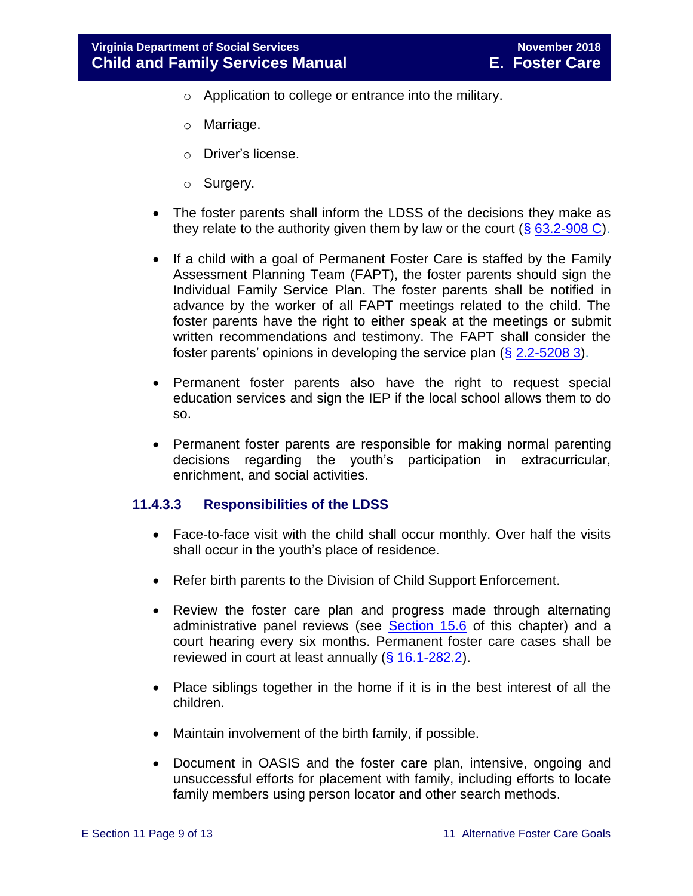- Application to college or entrance into the military.
    - Marriage.
    - Driver's license.
    - Surgery.

- The foster parents shall inform the LDSS of the decisions they make as they relate to the authority given them by law or the court (§ 63.2-908 C).

- If a child with a goal of Permanent Foster Care is staffed by the Family Assessment Planning Team (FAPT), the foster parents should sign the Individual Family Service Plan. The foster parents shall be notified in advance by the worker of all FAPT meetings related to the child. The foster parents have the right to either speak at the meetings or submit written recommendations and testimony. The FAPT shall consider the foster parents' opinions in developing the service plan (§ 2.2-5208 3).

- Permanent foster parents also have the right to request special education services and sign the IEP if the local school allows them to do so.

- Permanent foster parents are responsible for making normal parenting decisions regarding the youth's participation in extracurricular, enrichment, and social activities.

### 11.4.3.3 Responsibilities of the LDSS

- Face-to-face visit with the child shall occur monthly. Over half the visits shall occur in the youth's place of residence.

- Refer birth parents to the Division of Child Support Enforcement.

- Review the foster care plan and progress made through alternating administrative panel reviews (see Section 15.6 of this chapter) and a court hearing every six months. Permanent foster care cases shall be reviewed in court at least annually (§ 16.1-282.2).

- Place siblings together in the home if it is in the best interest of all the children.

- Maintain involvement of the birth family, if possible.

- Document in OASIS and the foster care plan, intensive, ongoing and unsuccessful efforts for placement with family, including efforts to locate family members using person locator and other search methods.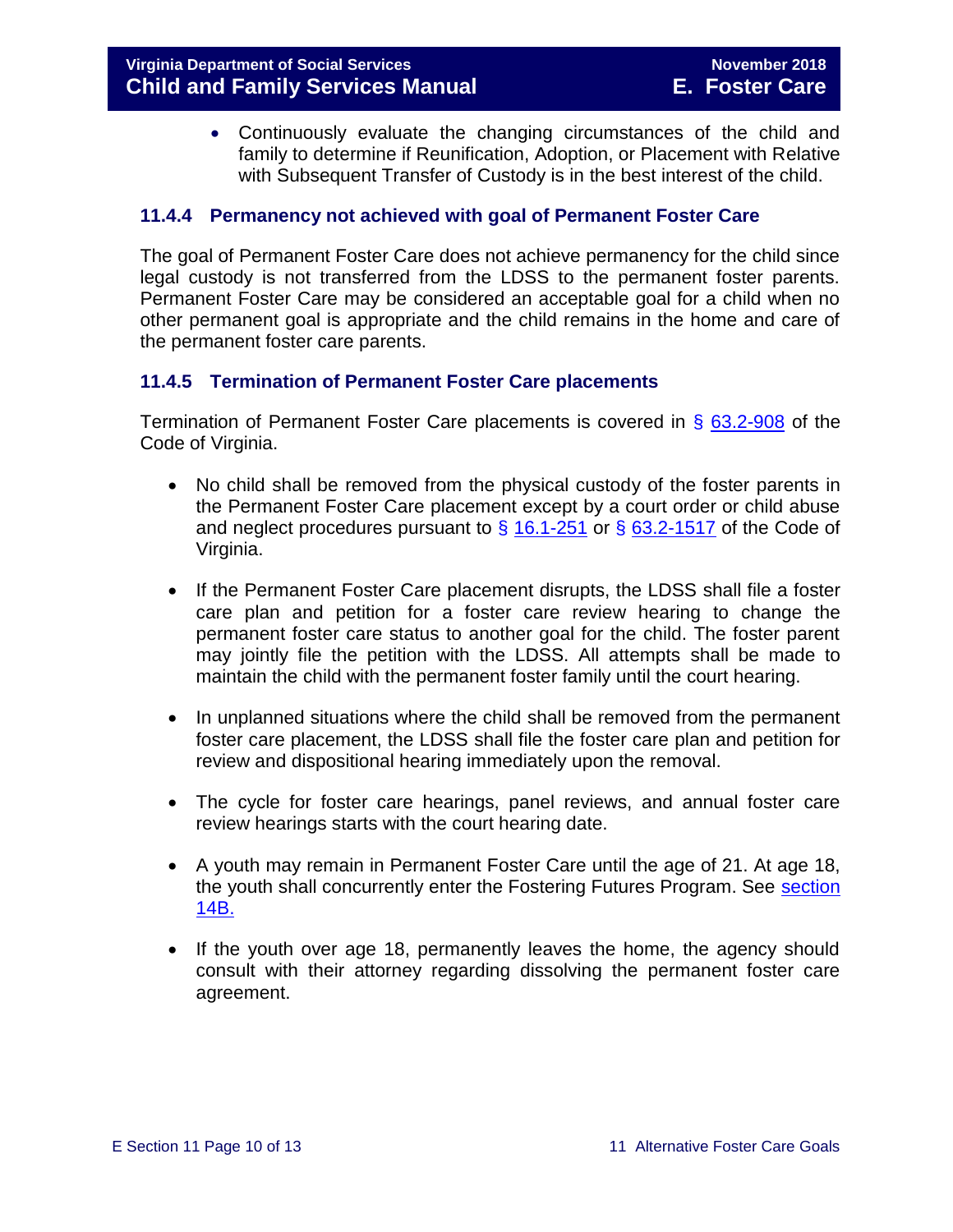- Continuously evaluate the changing circumstances of the child and family to determine if Reunification, Adoption, or Placement with Relative with Subsequent Transfer of Custody is in the best interest of the child.

### 11.4.4 Permanency not achieved with goal of Permanent Foster Care

The goal of Permanent Foster Care does not achieve permanency for the child since legal custody is not transferred from the LDSS to the permanent foster parents. Permanent Foster Care may be considered an acceptable goal for a child when no other permanent goal is appropriate and the child remains in the home and care of the permanent foster care parents.

### 11.4.5 Termination of Permanent Foster Care placements

Termination of Permanent Foster Care placements is covered in § 63.2-908 of the Code of Virginia.

- No child shall be removed from the physical custody of the foster parents in the Permanent Foster Care placement except by a court order or child abuse and neglect procedures pursuant to § 16.1-251 or § 63.2-1517 of the Code of Virginia.

- If the Permanent Foster Care placement disrupts, the LDSS shall file a foster care plan and petition for a foster care review hearing to change the permanent foster care status to another goal for the child. The foster parent may jointly file the petition with the LDSS. All attempts shall be made to maintain the child with the permanent foster family until the court hearing.

- In unplanned situations where the child shall be removed from the permanent foster care placement, the LDSS shall file the foster care plan and petition for review and dispositional hearing immediately upon the removal.

- The cycle for foster care hearings, panel reviews, and annual foster care review hearings starts with the court hearing date.

- A youth may remain in Permanent Foster Care until the age of 21. At age 18, the youth shall concurrently enter the Fostering Futures Program. See section 14B.

- If the youth over age 18, permanently leaves the home, the agency should consult with their attorney regarding dissolving the permanent foster care agreement.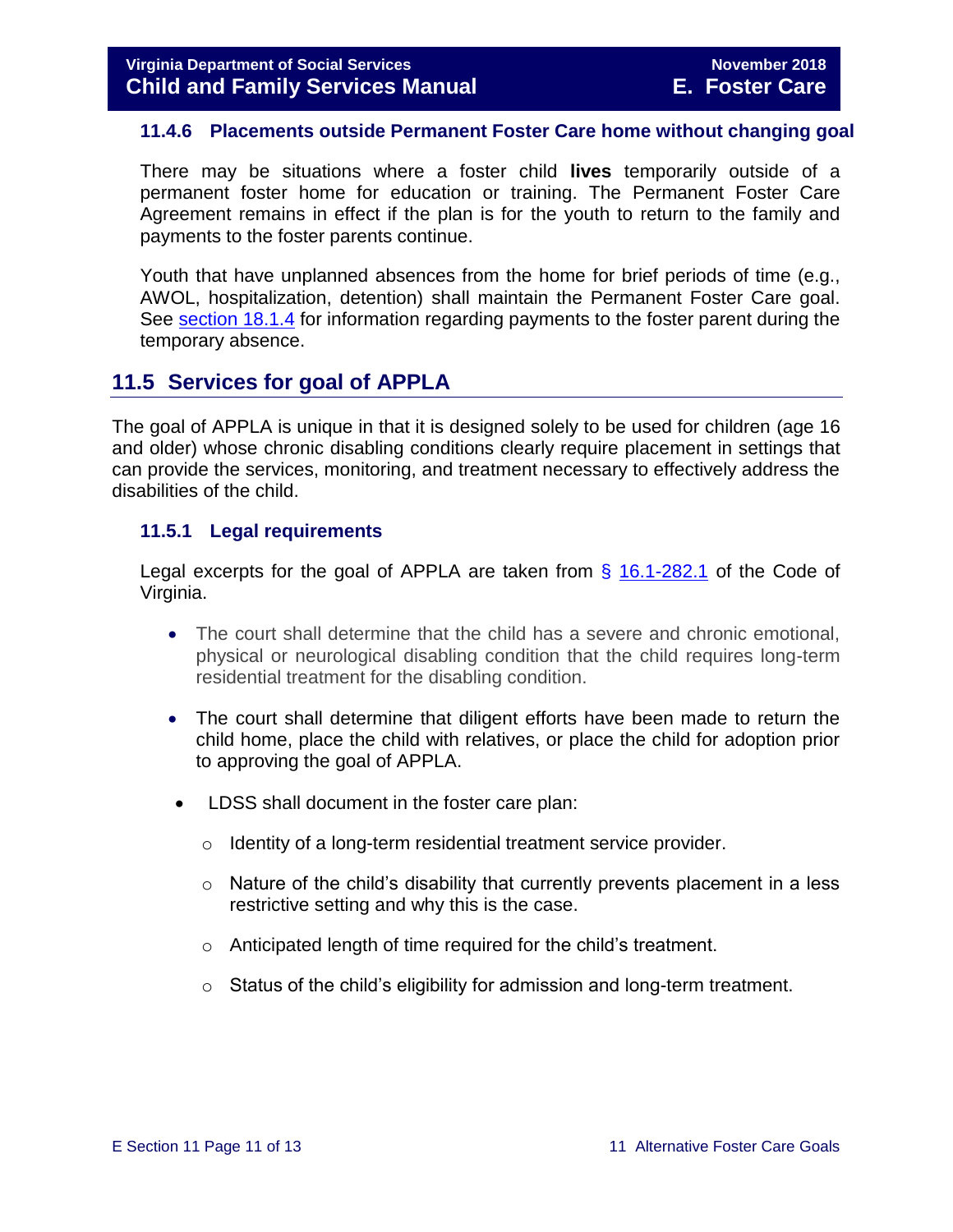### 11.4.6 Placements outside Permanent Foster Care home without changing goal

There may be situations where a foster child **lives** temporarily outside of a permanent foster home for education or training. The Permanent Foster Care Agreement remains in effect if the plan is for the youth to return to the family and payments to the foster parents continue.

Youth that have unplanned absences from the home for brief periods of time (e.g., AWOL, hospitalization, detention) shall maintain the Permanent Foster Care goal. See section 18.1.4 for information regarding payments to the foster parent during the temporary absence.

## 11.5 Services for goal of APPLA

The goal of APPLA is unique in that it is designed solely to be used for children (age 16 and older) whose chronic disabling conditions clearly require placement in settings that can provide the services, monitoring, and treatment necessary to effectively address the disabilities of the child.

### 11.5.1 Legal requirements

Legal excerpts for the goal of APPLA are taken from § 16.1-282.1 of the Code of Virginia.

- The court shall determine that the child has a severe and chronic emotional, physical or neurological disabling condition that the child requires long-term residential treatment for the disabling condition.
- The court shall determine that diligent efforts have been made to return the child home, place the child with relatives, or place the child for adoption prior to approving the goal of APPLA.
- LDSS shall document in the foster care plan:
  - Identity of a long-term residential treatment service provider.
  - Nature of the child's disability that currently prevents placement in a less restrictive setting and why this is the case.
  - Anticipated length of time required for the child's treatment.
  - Status of the child's eligibility for admission and long-term treatment.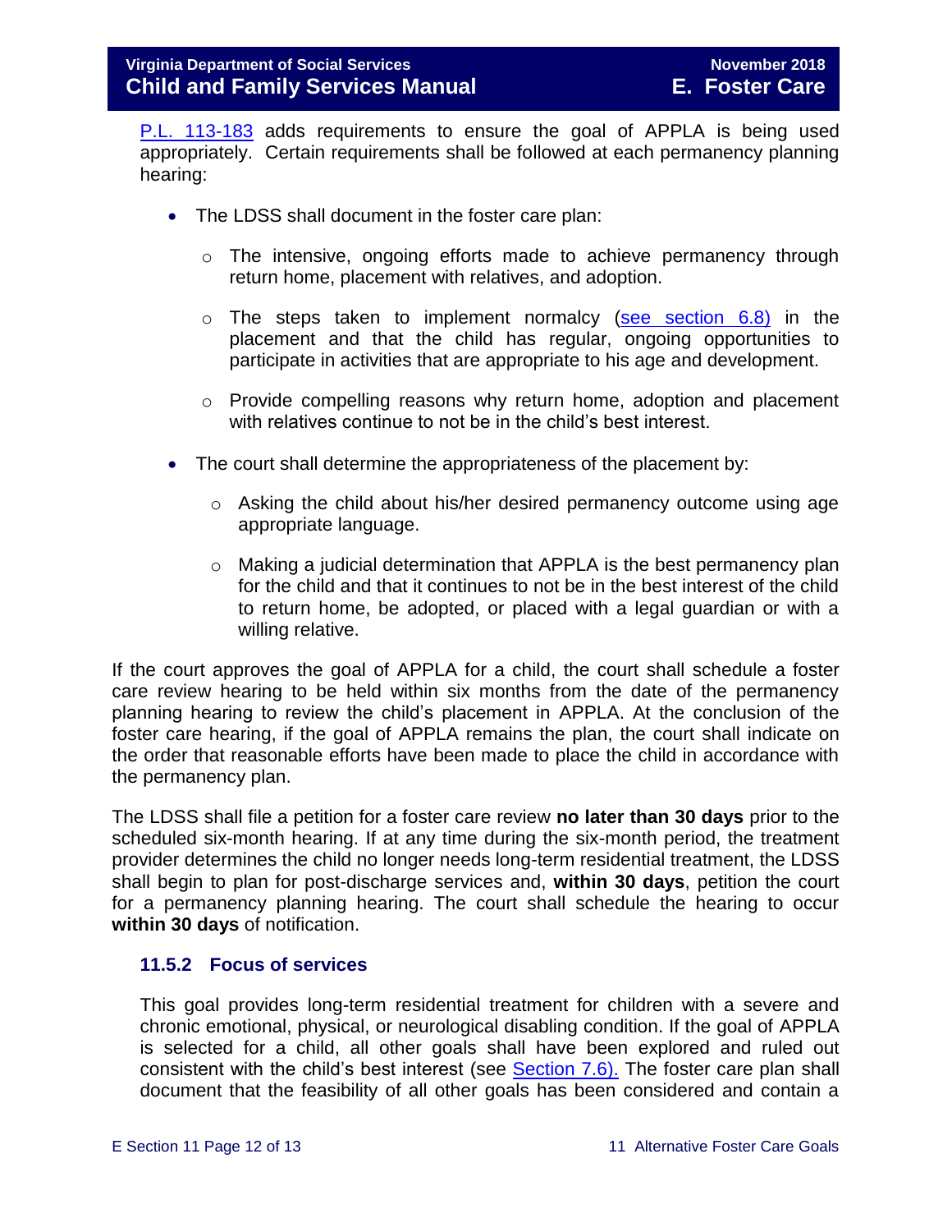[P.L. 113-183](#) adds requirements to ensure the goal of APPLA is being used appropriately. Certain requirements shall be followed at each permanency planning hearing:

- The LDSS shall document in the foster care plan:
  - The intensive, ongoing efforts made to achieve permanency through return home, placement with relatives, and adoption.
  - The steps taken to implement normalcy ([see section 6.8)](#) in the placement and that the child has regular, ongoing opportunities to participate in activities that are appropriate to his age and development.
  - Provide compelling reasons why return home, adoption and placement with relatives continue to not be in the child's best interest.
- The court shall determine the appropriateness of the placement by:
  - Asking the child about his/her desired permanency outcome using age appropriate language.
  - Making a judicial determination that APPLA is the best permanency plan for the child and that it continues to not be in the best interest of the child to return home, be adopted, or placed with a legal guardian or with a willing relative.

If the court approves the goal of APPLA for a child, the court shall schedule a foster care review hearing to be held within six months from the date of the permanency planning hearing to review the child's placement in APPLA. At the conclusion of the foster care hearing, if the goal of APPLA remains the plan, the court shall indicate on the order that reasonable efforts have been made to place the child in accordance with the permanency plan.

The LDSS shall file a petition for a foster care review **no later than 30 days** prior to the scheduled six-month hearing. If at any time during the six-month period, the treatment provider determines the child no longer needs long-term residential treatment, the LDSS shall begin to plan for post-discharge services and, **within 30 days**, petition the court for a permanency planning hearing. The court shall schedule the hearing to occur **within 30 days** of notification.

### 11.5.2 Focus of services

This goal provides long-term residential treatment for children with a severe and chronic emotional, physical, or neurological disabling condition. If the goal of APPLA is selected for a child, all other goals shall have been explored and ruled out consistent with the child's best interest (see [Section 7.6).](#) The foster care plan shall document that the feasibility of all other goals has been considered and contain a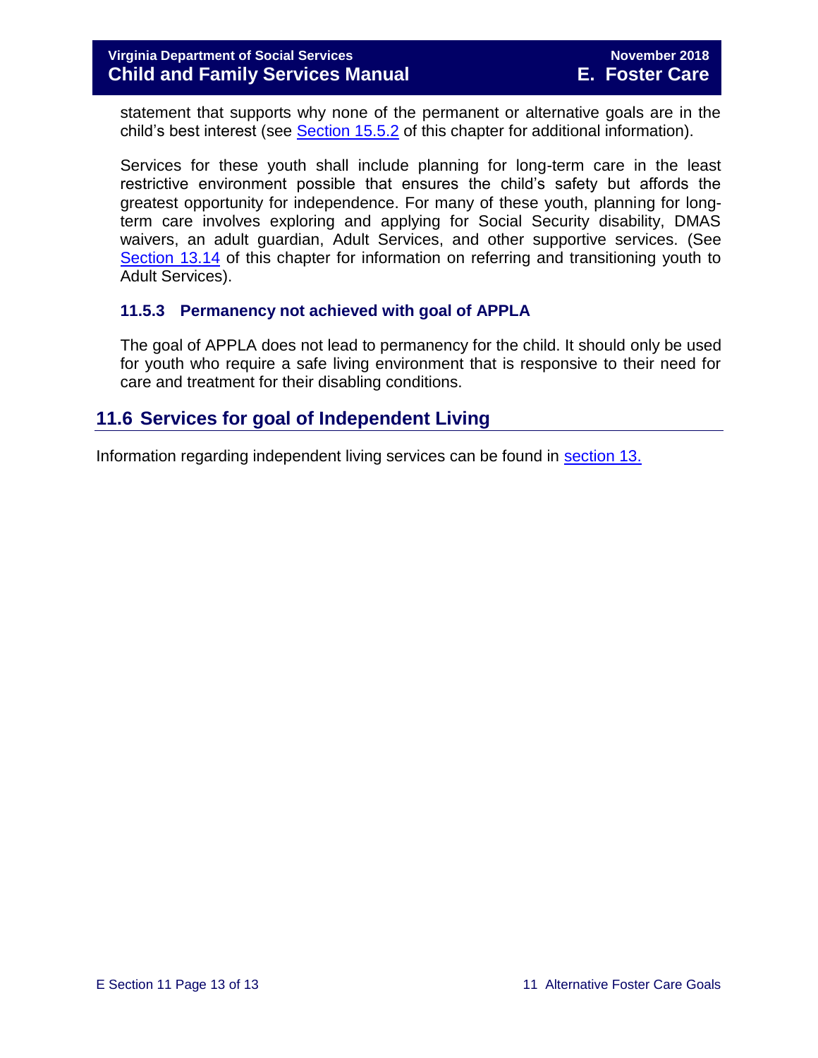statement that supports why none of the permanent or alternative goals are in the child's best interest (see Section 15.5.2 of this chapter for additional information).

Services for these youth shall include planning for long-term care in the least restrictive environment possible that ensures the child's safety but affords the greatest opportunity for independence. For many of these youth, planning for long-term care involves exploring and applying for Social Security disability, DMAS waivers, an adult guardian, Adult Services, and other supportive services. (See Section 13.14 of this chapter for information on referring and transitioning youth to Adult Services).

### 11.5.3 Permanency not achieved with goal of APPLA

The goal of APPLA does not lead to permanency for the child. It should only be used for youth who require a safe living environment that is responsive to their need for care and treatment for their disabling conditions.

## 11.6 Services for goal of Independent Living

Information regarding independent living services can be found in section 13.